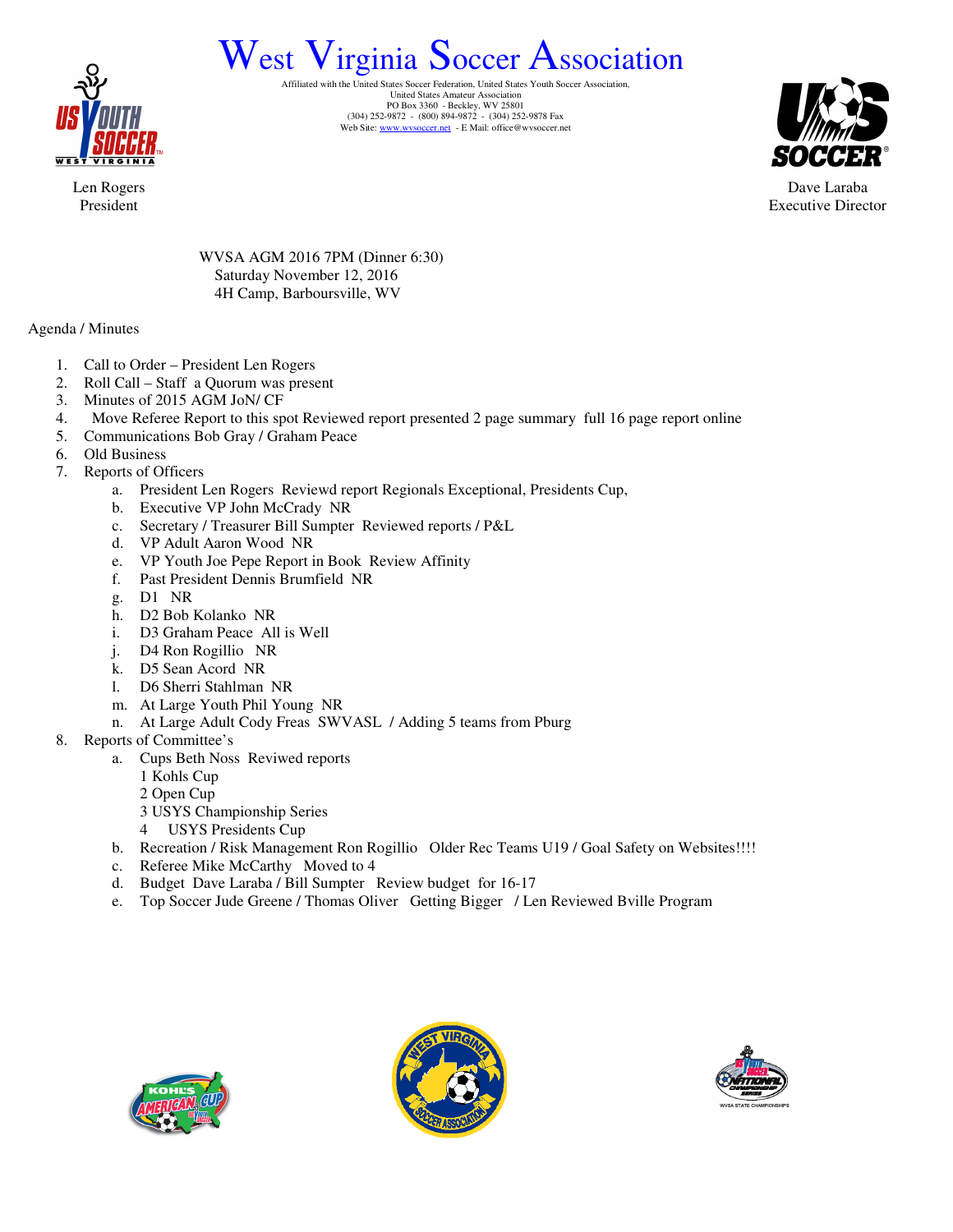# West Virginia Soccer Association

Affiliated with the United States Soccer Federation, United States Youth Soccer Association,
United States Amateur Association
PO Box 3360 - Beckley, WV 25801
(304) 252-9872 - (800) 894-9872 - (304) 252-9878 Fax
Web Site: www.wvsoccer.net - E Mail: office@wvsoccer.net

Len Rogers
President

Dave Laraba
Executive Director

WVSA AGM 2016 7PM (Dinner 6:30)
Saturday November 12, 2016
4H Camp, Barboursville, WV

Agenda / Minutes

1. Call to Order – President Len Rogers
2. Roll Call – Staff a Quorum was present
3. Minutes of 2015 AGM JoN/ CF
4. Move Referee Report to this spot Reviewed report presented 2 page summary full 16 page report online
5. Communications Bob Gray / Graham Peace
6. Old Business
7. Reports of Officers
   a. President Len Rogers Reviewd report Regionals Exceptional, Presidents Cup,
   b. Executive VP John McCrady NR
   c. Secretary / Treasurer Bill Sumpter Reviewed reports / P&L
   d. VP Adult Aaron Wood NR
   e. VP Youth Joe Pepe Report in Book Review Affinity
   f. Past President Dennis Brumfield NR
   g. D1 NR
   h. D2 Bob Kolanko NR
   i. D3 Graham Peace All is Well
   j. D4 Ron Rogillio NR
   k. D5 Sean Acord NR
   l. D6 Sherri Stahlman NR
   m. At Large Youth Phil Young NR
   n. At Large Adult Cody Freas SWVASL / Adding 5 teams from Pburg
8. Reports of Committee's
   a. Cups Beth Noss Reviwed reports
      1 Kohls Cup
      2 Open Cup
      3 USYS Championship Series
      4 USYS Presidents Cup
   b. Recreation / Risk Management Ron Rogillio Older Rec Teams U19 / Goal Safety on Websites!!!!
   c. Referee Mike McCarthy Moved to 4
   d. Budget Dave Laraba / Bill Sumpter Review budget for 16-17
   e. Top Soccer Jude Greene / Thomas Oliver Getting Bigger / Len Reviewed Bville Program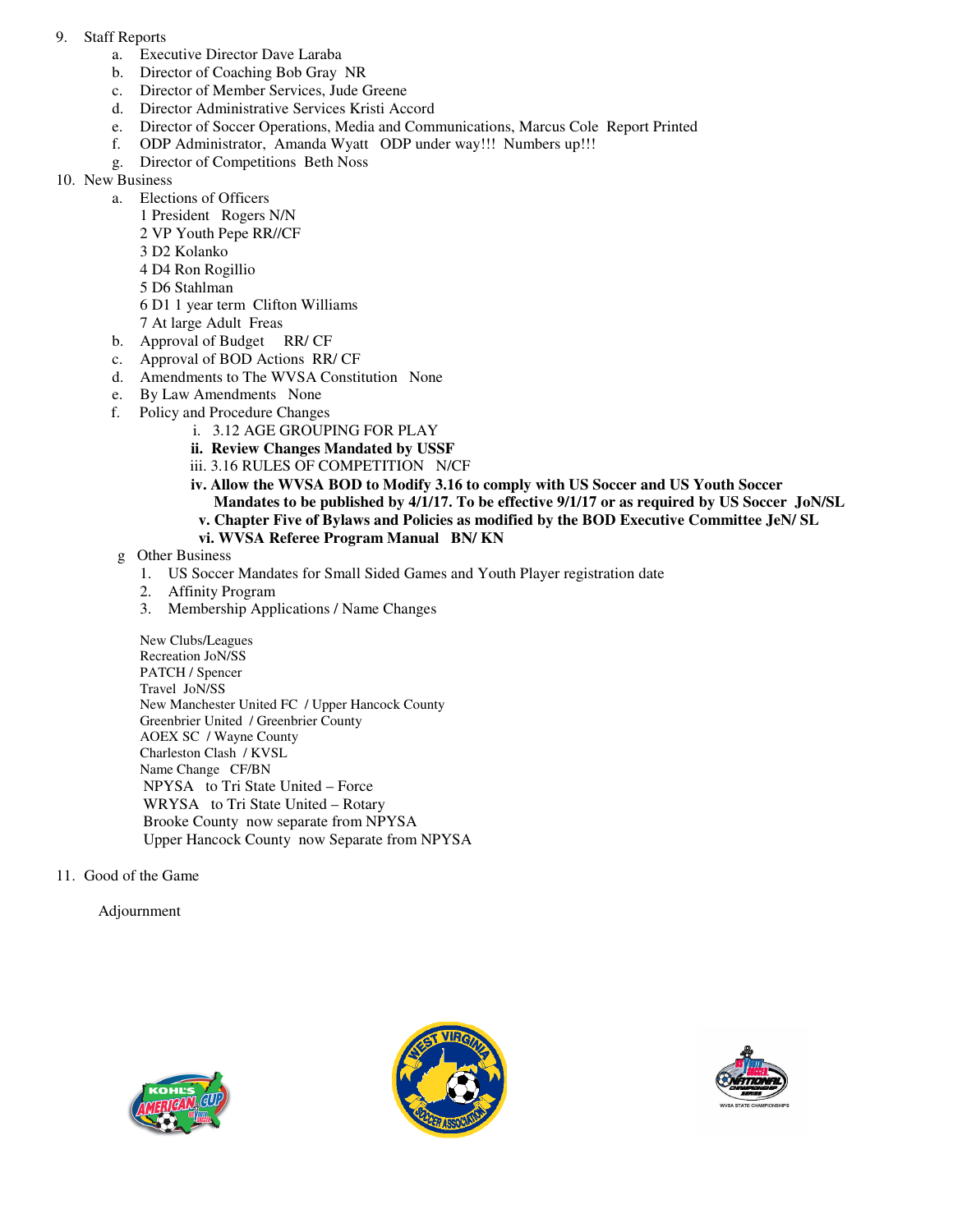9. Staff Reports
    a. Executive Director Dave Laraba
    b. Director of Coaching Bob Gray NR
    c. Director of Member Services, Jude Greene
    d. Director Administrative Services Kristi Accord
    e. Director of Soccer Operations, Media and Communications, Marcus Cole Report Printed
    f. ODP Administrator, Amanda Wyatt ODP under way!!! Numbers up!!!
    g. Director of Competitions Beth Noss
10. New Business
    a. Elections of Officers
        1 President Rogers N/N
        2 VP Youth Pepe RR//CF
        3 D2 Kolanko
        4 D4 Ron Rogillio
        5 D6 Stahlman
        6 D1 1 year term Clifton Williams
        7 At large Adult Freas
    b. Approval of Budget RR/ CF
    c. Approval of BOD Actions RR/ CF
    d. Amendments to The WVSA Constitution None
    e. By Law Amendments None
    f. Policy and Procedure Changes
        i. 3.12 AGE GROUPING FOR PLAY
        **ii. Review Changes Mandated by USSF**
        iii. 3.16 RULES OF COMPETITION N/CF
        **iv. Allow the WVSA BOD to Modify 3.16 to comply with US Soccer and US Youth Soccer Mandates to be published by 4/1/17. To be effective 9/1/17 or as required by US Soccer JoN/SL**
        **v. Chapter Five of Bylaws and Policies as modified by the BOD Executive Committee JeN/ SL**
        **vi. WVSA Referee Program Manual BN/ KN**
    g Other Business
        1. US Soccer Mandates for Small Sided Games and Youth Player registration date
        2. Affinity Program
        3. Membership Applications / Name Changes

        New Clubs/Leagues
        Recreation JoN/SS
        PATCH / Spencer
        Travel JoN/SS
        New Manchester United FC / Upper Hancock County
        Greenbrier United / Greenbrier County
        AOEX SC / Wayne County
        Charleston Clash / KVSL
        Name Change CF/BN
        NPYSA to Tri State United – Force
        WRYSA to Tri State United – Rotary
        Brooke County now separate from NPYSA
        Upper Hancock County now Separate from NPYSA

11. Good of the Game

Adjournment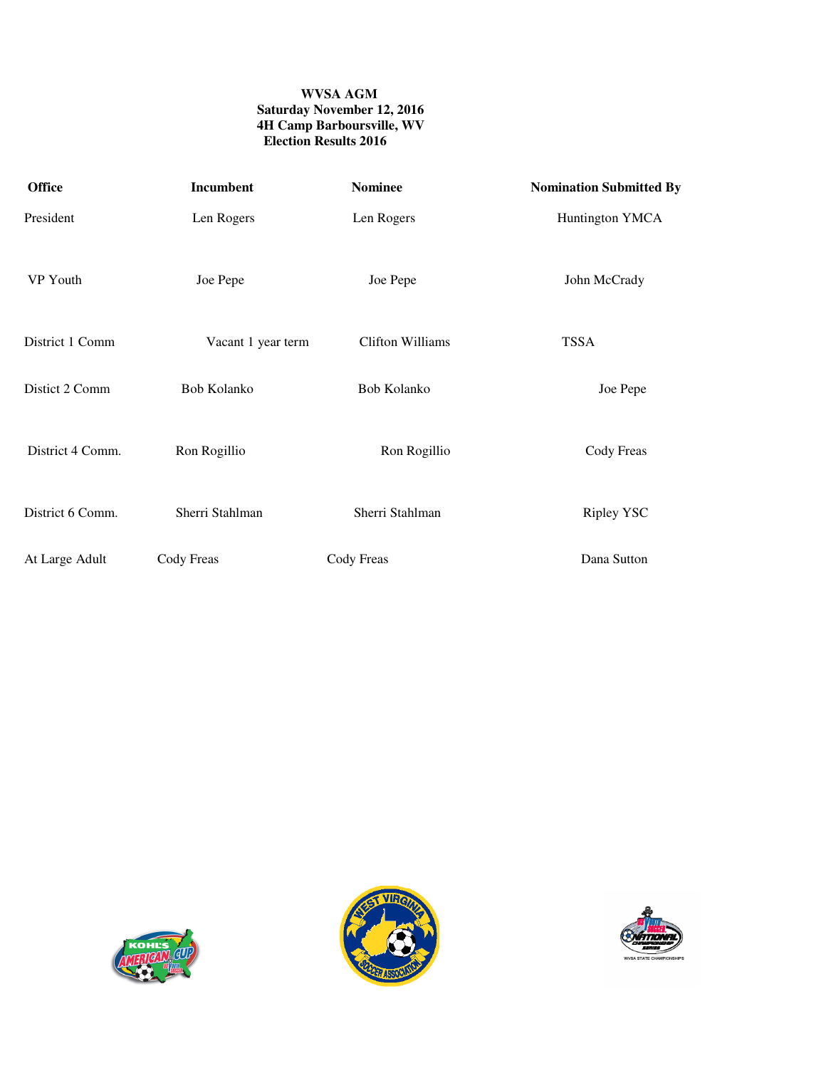**WVSA AGM**
**Saturday November 12, 2016**
**4H Camp Barboursville, WV**
**Election Results 2016**

| **Office** | **Incumbent** | **Nominee** | **Nomination Submitted By** |
|---|---|---|---|
| President | Len Rogers | Len Rogers | Huntington YMCA |
| VP Youth | Joe Pepe | Joe Pepe | John McCrady |
| District 1 Comm | Vacant 1 year term | Clifton Williams | TSSA |
| Distict 2 Comm | Bob Kolanko | Bob Kolanko | Joe Pepe |
| District 4 Comm. | Ron Rogillio | Ron Rogillio | Cody Freas |
| District 6 Comm. | Sherri Stahlman | Sherri Stahlman | Ripley YSC |
| At Large Adult | Cody Freas | Cody Freas | Dana Sutton |